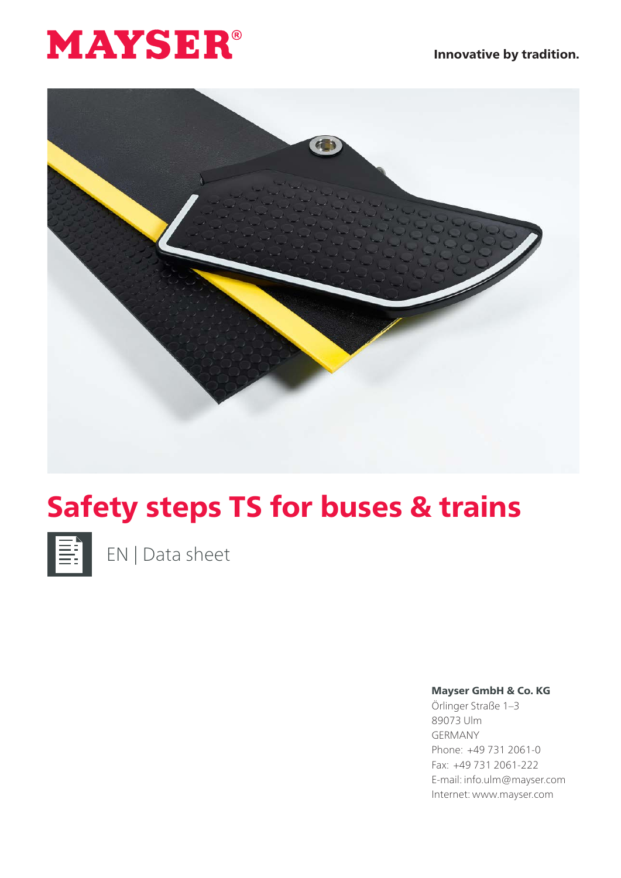# MAYSER®

**Innovative by tradition.**

# Safety steps TS for buses & trains

EN | Data sheet

**Mayser GmbH & Co. KG**
Örlinger Straße 1–3
89073 Ulm
GERMANY
Phone: +49 731 2061-0
Fax: +49 731 2061-222
E-mail: info.ulm@mayser.com
Internet: www.mayser.com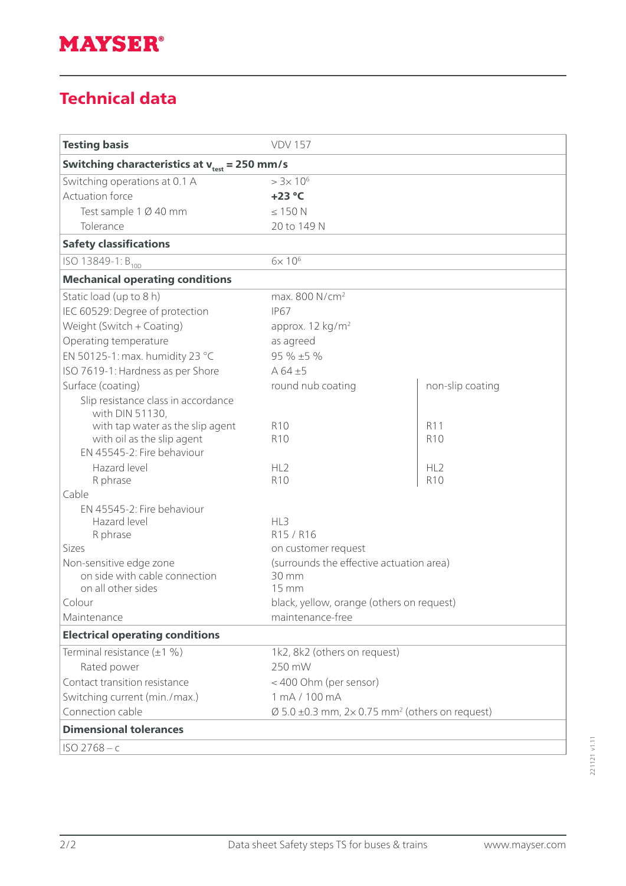# Technical data

| | | |
|---|---|---|
| **Testing basis** | VDV 157 | |
| **Switching characteristics at $v_{test}$ = 250 mm/s** | | |
| Switching operations at 0.1 A | > 3× $10^6$ | |
| Actuation force | **+23 °C** | |
| Test sample 1 Ø 40 mm | ≤ 150 N | |
| Tolerance | 20 to 149 N | |
| **Safety classifications** | | |
| ISO 13849-1: $B_{10D}$ | 6× $10^6$ | |
| **Mechanical operating conditions** | | |
| Static load (up to 8 h) | max. 800 N/cm² | |
| IEC 60529: Degree of protection | IP67 | |
| Weight (Switch + Coating) | approx. 12 kg/m² | |
| Operating temperature | as agreed | |
| EN 50125-1: max. humidity 23 °C | 95 % ±5 % | |
| ISO 7619-1: Hardness as per Shore | A 64 ±5 | |
| Surface (coating) | round nub coating | non-slip coating |
| Slip resistance class in accordance with DIN 51130, | | |
| with tap water as the slip agent | R10 | R11 |
| with oil as the slip agent | R10 | R10 |
| EN 45545-2: Fire behaviour | | |
| Hazard level | HL2 | HL2 |
| R phrase | R10 | R10 |
| Cable | | |
| EN 45545-2: Fire behaviour | | |
| Hazard level | HL3 | |
| R phrase | R15 / R16 | |
| Sizes | on customer request | |
| Non-sensitive edge zone | (surrounds the effective actuation area) | |
| on side with cable connection | 30 mm | |
| on all other sides | 15 mm | |
| Colour | black, yellow, orange (others on request) | |
| Maintenance | maintenance-free | |
| **Electrical operating conditions** | | |
| Terminal resistance (±1 %) | 1k2, 8k2 (others on request) | |
| Rated power | 250 mW | |
| Contact transition resistance | < 400 Ohm (per sensor) | |
| Switching current (min./max.) | 1 mA / 100 mA | |
| Connection cable | Ø 5.0 ±0.3 mm, 2× 0.75 mm² (others on request) | |
| **Dimensional tolerances** | | |
| ISO 2768 – c | | |